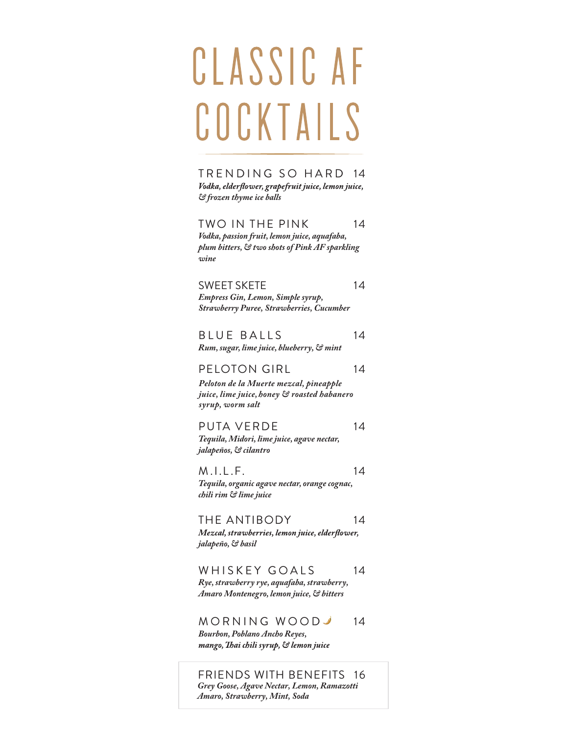# CLASSIC AF COCKTAILS

**TRENDING SO HARD** 14
*Vodka, elderflower, grapefruit juice, lemon juice, & frozen thyme ice balls*

**TWO IN THE PINK** 14
*Vodka, passion fruit, lemon juice, aquafaba, plum bitters, & two shots of Pink AF sparkling wine*

**SWEET SKETE** 14
*Empress Gin, Lemon, Simple syrup, Strawberry Puree, Strawberries, Cucumber*

**BLUE BALLS** 14
*Rum, sugar, lime juice, blueberry, & mint*

**PELOTON GIRL** 14
*Peloton de la Muerte mezcal, pineapple juice, lime juice, honey & roasted habanero syrup, worm salt*

**PUTA VERDE** 14
*Tequila, Midori, lime juice, agave nectar, jalapeños, & cilantro*

**M.I.L.F.** 14
*Tequila, organic agave nectar, orange cognac, chili rim & lime juice*

**THE ANTIBODY** 14
*Mezcal, strawberries, lemon juice, elderflower, jalapeño, & basil*

**WHISKEY GOALS** 14
*Rye, strawberry rye, aquafaba, strawberry, Amaro Montenegro, lemon juice, & bitters*

**MORNING WOOD** 🌶 14
*Bourbon, Poblano Ancho Reyes, mango, Thai chili syrup, & lemon juice*

**FRIENDS WITH BENEFITS** 16
*Grey Goose, Agave Nectar, Lemon, Ramazotti Amaro, Strawberry, Mint, Soda*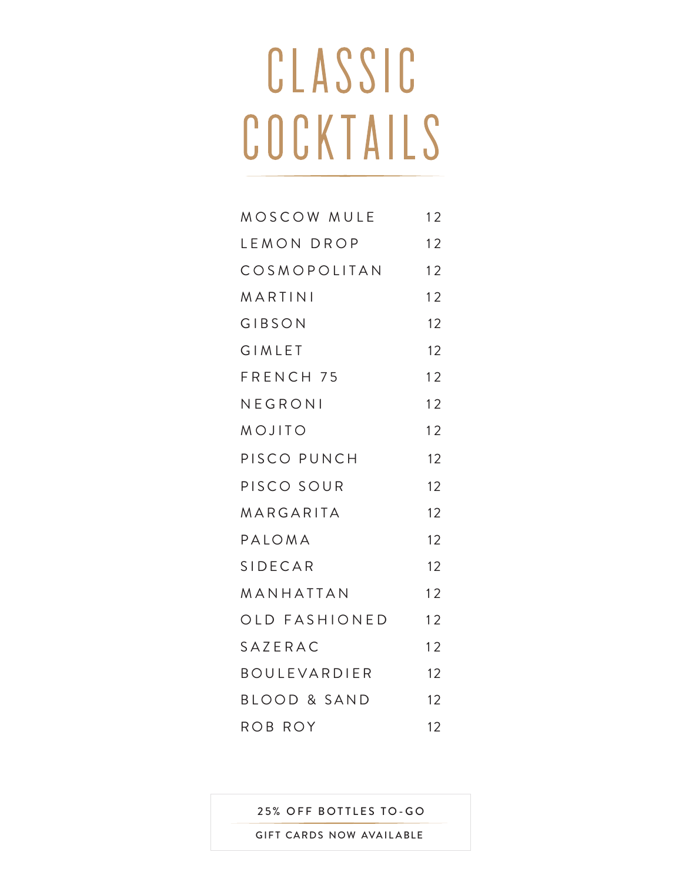# CLASSIC COCKTAILS

| | |
|---|---|
| MOSCOW MULE | 12 |
| LEMON DROP | 12 |
| COSMOPOLITAN | 12 |
| MARTINI | 12 |
| GIBSON | 12 |
| GIMLET | 12 |
| FRENCH 75 | 12 |
| NEGRONI | 12 |
| MOJITO | 12 |
| PISCO PUNCH | 12 |
| PISCO SOUR | 12 |
| MARGARITA | 12 |
| PALOMA | 12 |
| SIDECAR | 12 |
| MANHATTAN | 12 |
| OLD FASHIONED | 12 |
| SAZERAC | 12 |
| BOULEVARDIER | 12 |
| BLOOD & SAND | 12 |
| ROB ROY | 12 |

25% OFF BOTTLES TO-GO

GIFT CARDS NOW AVAILABLE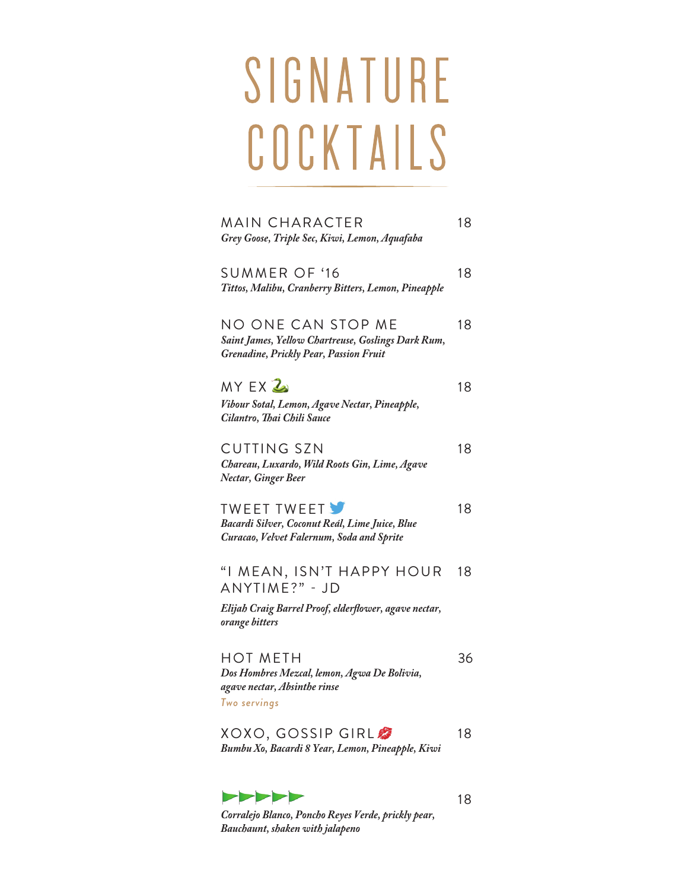# SIGNATURE COCKTAILS

**MAIN CHARACTER** 18
*Grey Goose, Triple Sec, Kiwi, Lemon, Aquafaba*

**SUMMER OF '16** 18
*Tittos, Malibu, Cranberry Bitters, Lemon, Pineapple*

**NO ONE CAN STOP ME** 18
*Saint James, Yellow Chartreuse, Goslings Dark Rum, Grenadine, Prickly Pear, Passion Fruit*

**MY EX 🐍** 18
*Vibour Sotal, Lemon, Agave Nectar, Pineapple, Cilantro, Thai Chili Sauce*

**CUTTING SZN** 18
*Chareau, Luxardo, Wild Roots Gin, Lime, Agave Nectar, Ginger Beer*

**TWEET TWEET 🐦** 18
*Bacardi Silver, Coconut Reál, Lime Juice, Blue Curacao, Velvet Falernum, Soda and Sprite*

**"I MEAN, ISN'T HAPPY HOUR ANYTIME?" - JD** 18
*Elijah Craig Barrel Proof, elderflower, agave nectar, orange bitters*

**HOT METH** 36
*Dos Hombres Mezcal, lemon, Agwa De Bolivia, agave nectar, Absinthe rinse*
*Two servings*

**XOXO, GOSSIP GIRL 💋** 18
*Bumbu Xo, Bacardi 8 Year, Lemon, Pineapple, Kiwi*

**🚩🚩🚩🚩🚩** 18
*Corralejo Blanco, Poncho Reyes Verde, prickly pear, Bauchaunt, shaken with jalapeno*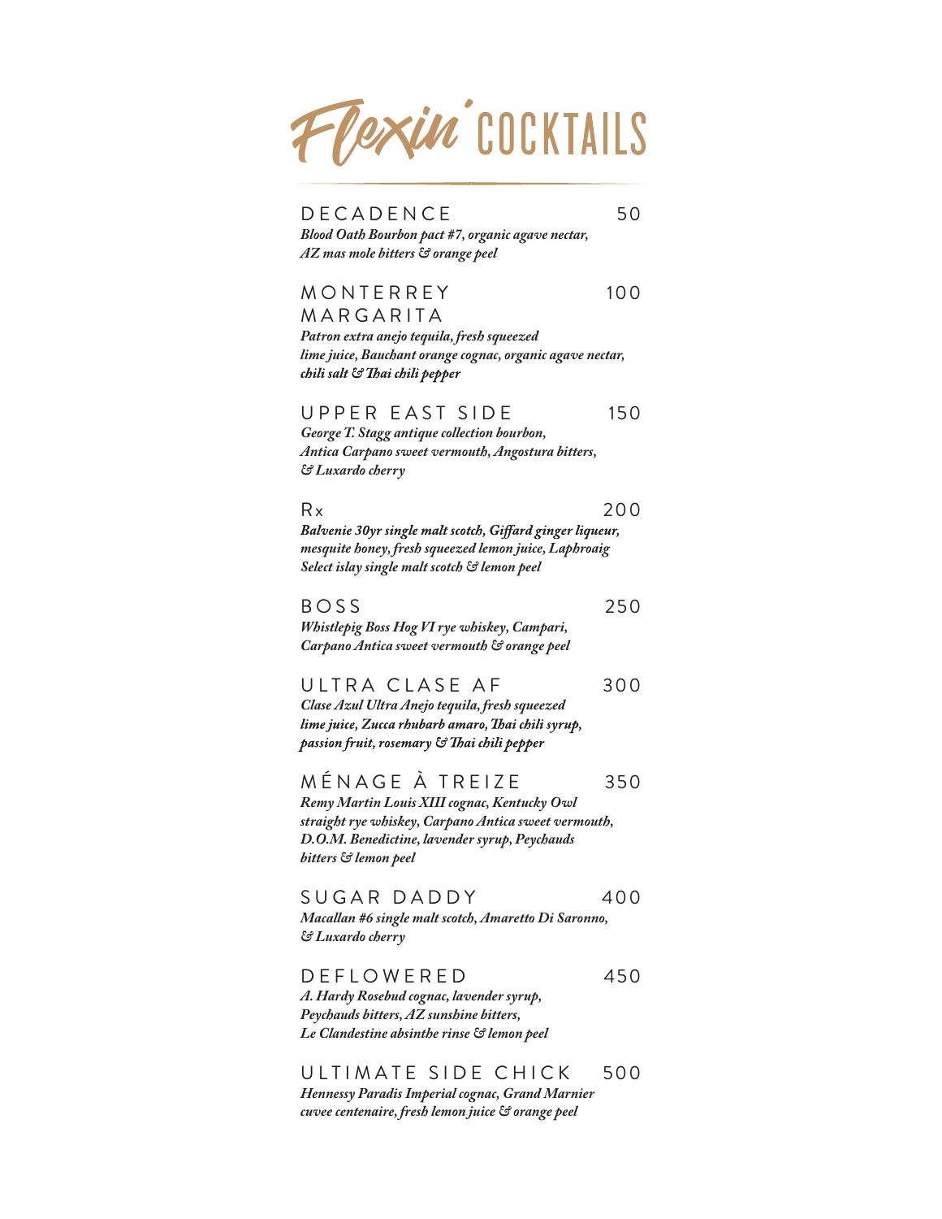# Flexin' COCKTAILS

**DECADENCE** 50

***Blood Oath Bourbon pact #7, organic agave nectar, AZ mas mole bitters & orange peel***

**MONTERREY MARGARITA** 100

***Patron extra anejo tequila, fresh squeezed lime juice, Bauchant orange cognac, organic agave nectar, chili salt & Thai chili pepper***

**UPPER EAST SIDE** 150

***George T. Stagg antique collection bourbon, Antica Carpano sweet vermouth, Angostura bitters, & Luxardo cherry***

**Rx** 200

***Balvenie 30yr single malt scotch, Giffard ginger liqueur, mesquite honey, fresh squeezed lemon juice, Laphroaig Select islay single malt scotch & lemon peel***

**BOSS** 250

***Whistlepig Boss Hog VI rye whiskey, Campari, Carpano Antica sweet vermouth & orange peel***

**ULTRA CLASE AF** 300

***Clase Azul Ultra Anejo tequila, fresh squeezed lime juice, Zucca rhubarb amaro, Thai chili syrup, passion fruit, rosemary & Thai chili pepper***

**MÉNAGE À TREIZE** 350

***Remy Martin Louis XIII cognac, Kentucky Owl straight rye whiskey, Carpano Antica sweet vermouth, D.O.M. Benedictine, lavender syrup, Peychauds bitters & lemon peel***

**SUGAR DADDY** 400

***Macallan #6 single malt scotch, Amaretto Di Saronno, & Luxardo cherry***

**DEFLOWERED** 450

***A. Hardy Rosebud cognac, lavender syrup, Peychauds bitters, AZ sunshine bitters, Le Clandestine absinthe rinse & lemon peel***

**ULTIMATE SIDE CHICK** 500

***Hennessy Paradis Imperial cognac, Grand Marnier cuvee centenaire, fresh lemon juice & orange peel***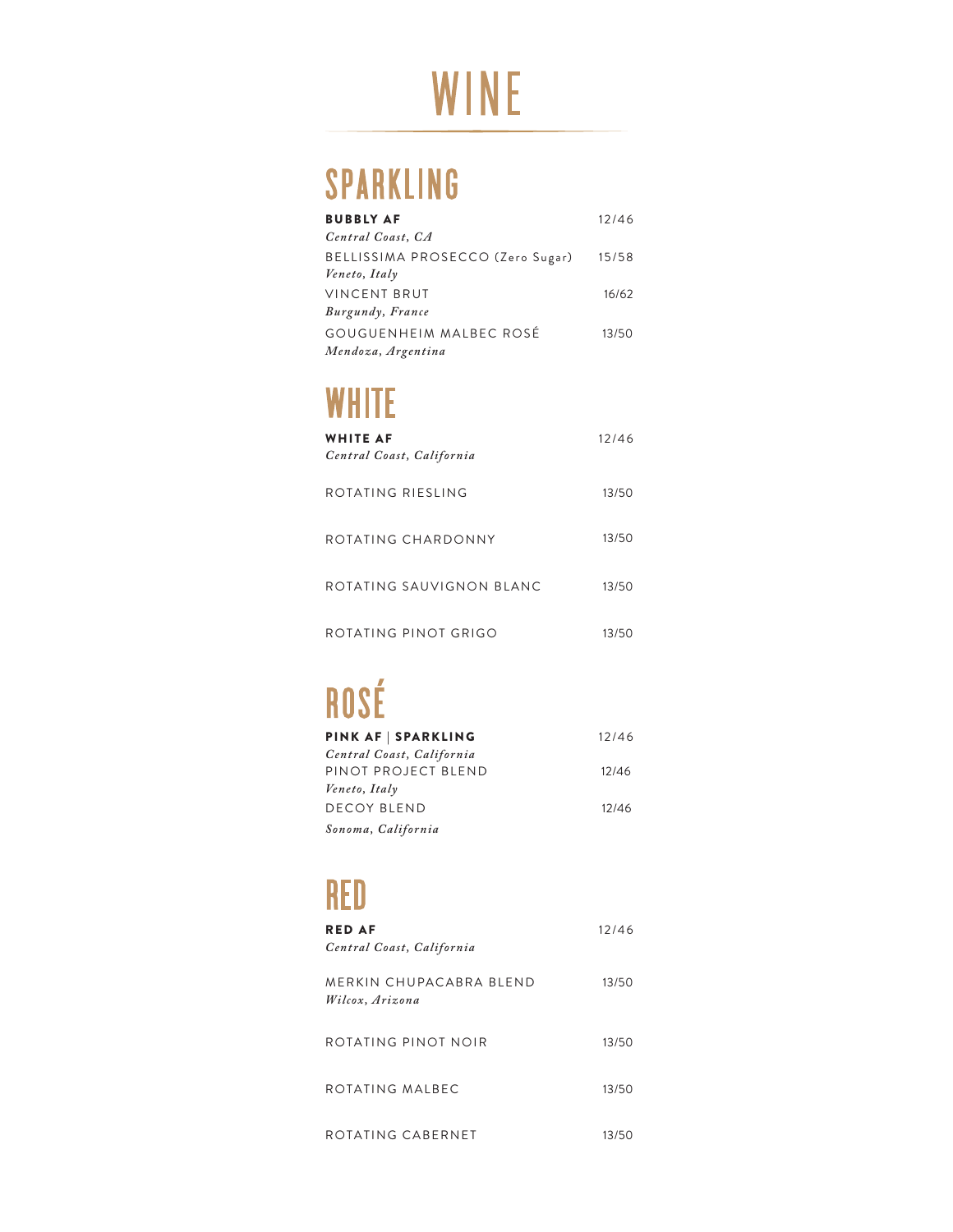# WINE

## SPARKLING

**BUBBLY AF** 12/46
*Central Coast, CA*

BELLISSIMA PROSECCO (Zero Sugar) 15/58
*Veneto, Italy*

VINCENT BRUT 16/62
*Burgundy, France*

GOUGUENHEIM MALBEC ROSÉ 13/50
*Mendoza, Argentina*

## WHITE

**WHITE AF** 12/46
*Central Coast, California*

ROTATING RIESLING 13/50

ROTATING CHARDONNY 13/50

ROTATING SAUVIGNON BLANC 13/50

ROTATING PINOT GRIGO 13/50

## ROSÉ

**PINK AF | SPARKLING** 12/46
*Central Coast, California*

PINOT PROJECT BLEND 12/46
*Veneto, Italy*

DECOY BLEND 12/46
*Sonoma, California*

## RED

**RED AF** 12/46
*Central Coast, California*

MERKIN CHUPACABRA BLEND 13/50
*Wilcox, Arizona*

ROTATING PINOT NOIR 13/50

ROTATING MALBEC 13/50

ROTATING CABERNET 13/50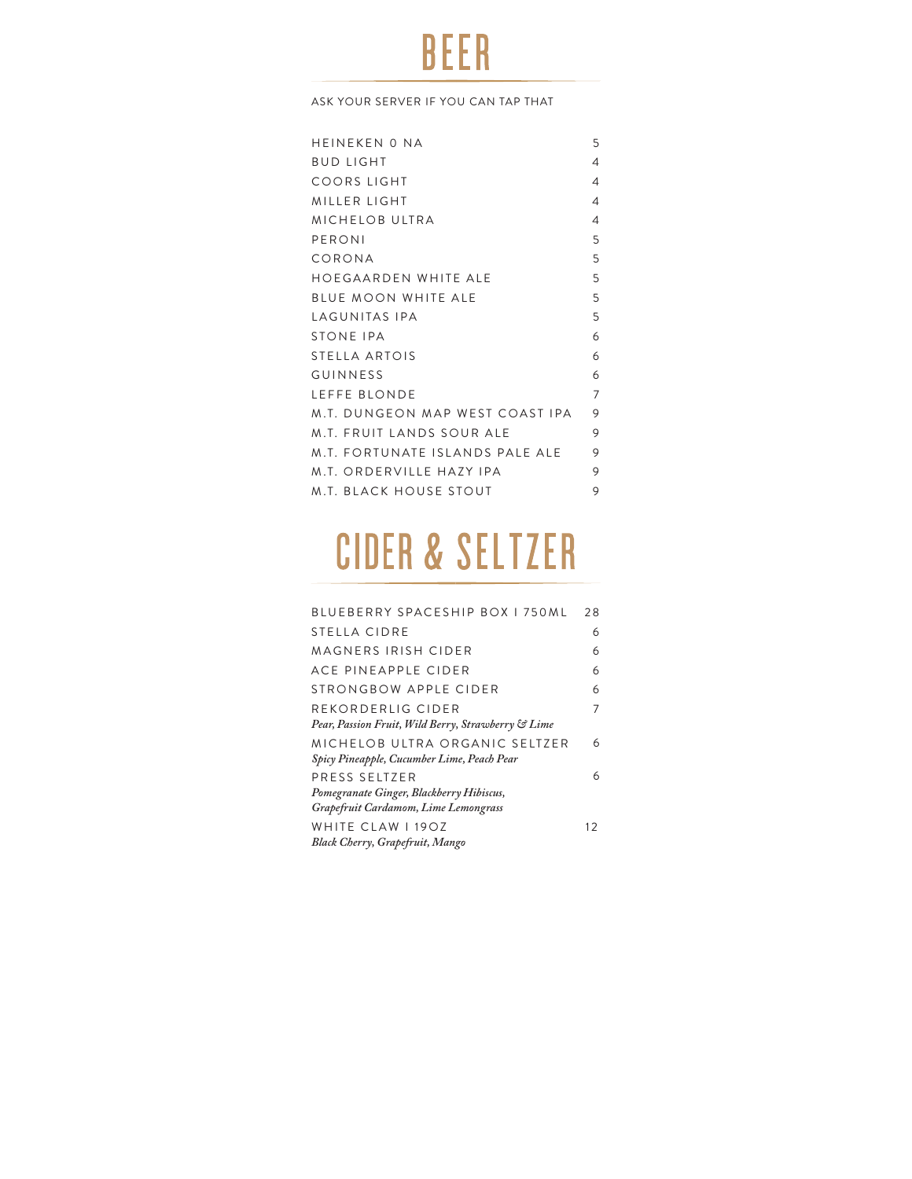# BEER

ASK YOUR SERVER IF YOU CAN TAP THAT

| | |
|---|---|
| HEINEKEN 0 NA | 5 |
| BUD LIGHT | 4 |
| COORS LIGHT | 4 |
| MILLER LIGHT | 4 |
| MICHELOB ULTRA | 4 |
| PERONI | 5 |
| CORONA | 5 |
| HOEGAARDEN WHITE ALE | 5 |
| BLUE MOON WHITE ALE | 5 |
| LAGUNITAS IPA | 5 |
| STONE IPA | 6 |
| STELLA ARTOIS | 6 |
| GUINNESS | 6 |
| LEFFE BLONDE | 7 |
| M.T. DUNGEON MAP WEST COAST IPA | 9 |
| M.T. FRUIT LANDS SOUR ALE | 9 |
| M.T. FORTUNATE ISLANDS PALE ALE | 9 |
| M.T. ORDERVILLE HAZY IPA | 9 |
| M.T. BLACK HOUSE STOUT | 9 |

# CIDER & SELTZER

| | |
|---|---|
| BLUEBERRY SPACESHIP BOX I 750ML | 28 |
| STELLA CIDRE | 6 |
| MAGNERS IRISH CIDER | 6 |
| ACE PINEAPPLE CIDER | 6 |
| STRONGBOW APPLE CIDER | 6 |
| REKORDERLIG CIDER *Pear, Passion Fruit, Wild Berry, Strawberry & Lime* | 7 |
| MICHELOB ULTRA ORGANIC SELTZER *Spicy Pineapple, Cucumber Lime, Peach Pear* | 6 |
| PRESS SELTZER *Pomegranate Ginger, Blackberry Hibiscus, Grapefruit Cardamom, Lime Lemongrass* | 6 |
| WHITE CLAW I 19OZ *Black Cherry, Grapefruit, Mango* | 12 |